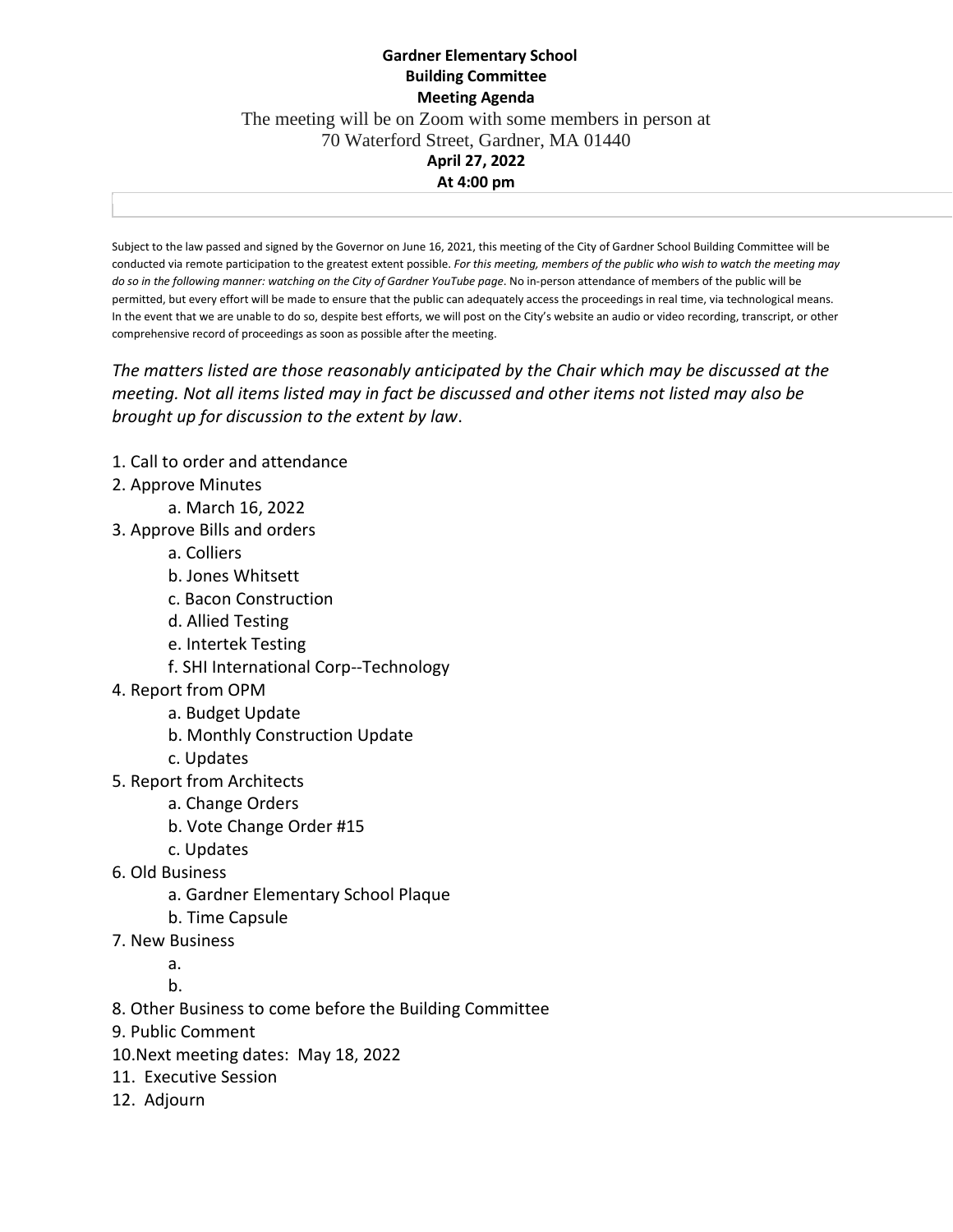**Gardner Elementary School**
**Building Committee**
**Meeting Agenda**

The meeting will be on Zoom with some members in person at
70 Waterford Street, Gardner, MA 01440

**April 27, 2022**
**At 4:00 pm**

Subject to the law passed and signed by the Governor on June 16, 2021, this meeting of the City of Gardner School Building Committee will be conducted via remote participation to the greatest extent possible. *For this meeting, members of the public who wish to watch the meeting may do so in the following manner: watching on the City of Gardner YouTube page*. No in-person attendance of members of the public will be permitted, but every effort will be made to ensure that the public can adequately access the proceedings in real time, via technological means. In the event that we are unable to do so, despite best efforts, we will post on the City's website an audio or video recording, transcript, or other comprehensive record of proceedings as soon as possible after the meeting.

*The matters listed are those reasonably anticipated by the Chair which may be discussed at the meeting. Not all items listed may in fact be discussed and other items not listed may also be brought up for discussion to the extent by law*.

1. Call to order and attendance
2. Approve Minutes
   a. March 16, 2022
3. Approve Bills and orders
   a. Colliers
   b. Jones Whitsett
   c. Bacon Construction
   d. Allied Testing
   e. Intertek Testing
   f. SHI International Corp--Technology
4. Report from OPM
   a. Budget Update
   b. Monthly Construction Update
   c. Updates
5. Report from Architects
   a. Change Orders
   b. Vote Change Order #15
   c. Updates
6. Old Business
   a. Gardner Elementary School Plaque
   b. Time Capsule
7. New Business
   a.
   b.
8. Other Business to come before the Building Committee
9. Public Comment
10. Next meeting dates: May 18, 2022
11. Executive Session
12. Adjourn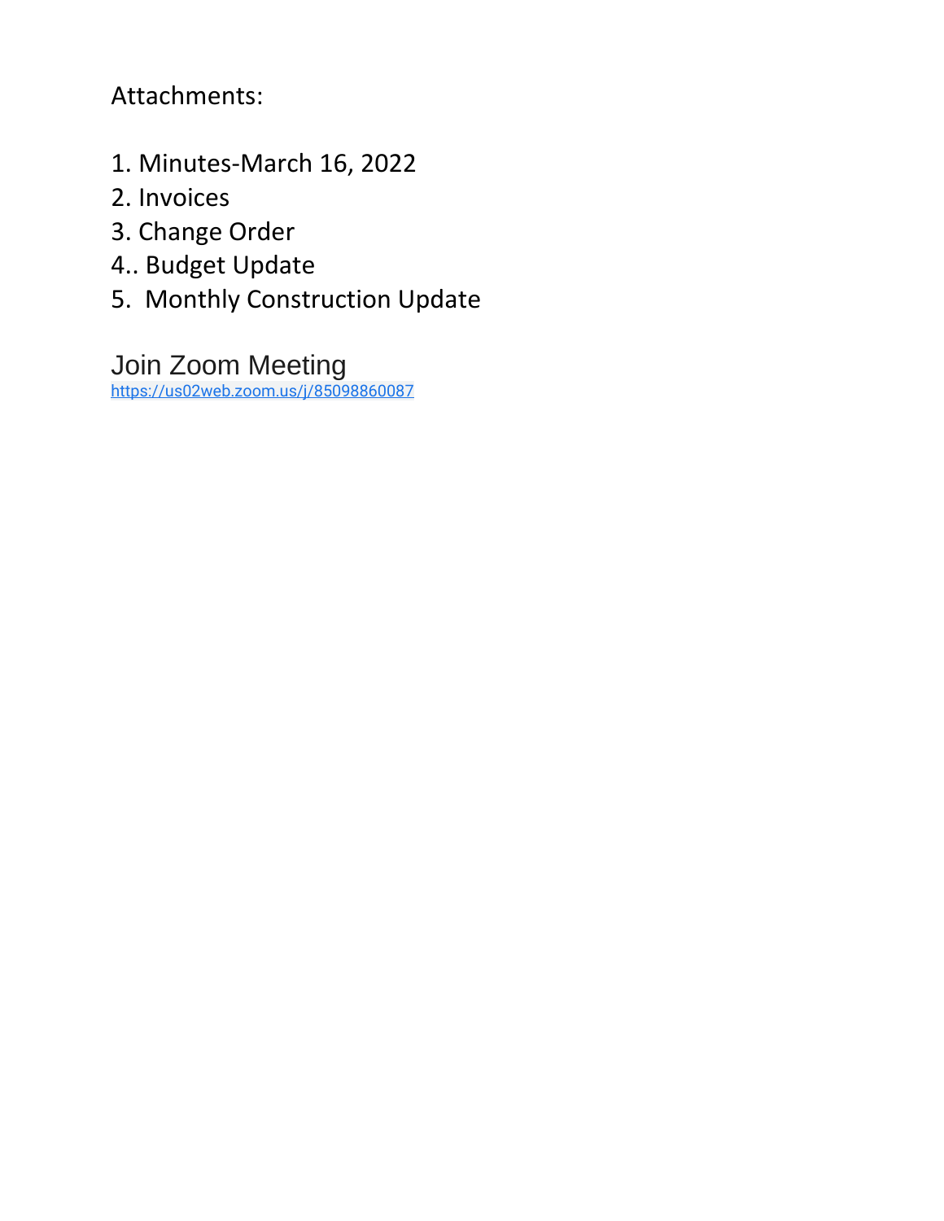Attachments:

1. Minutes-March 16, 2022
2. Invoices
3. Change Order
4.. Budget Update
5. Monthly Construction Update

Join Zoom Meeting
https://us02web.zoom.us/j/85098860087